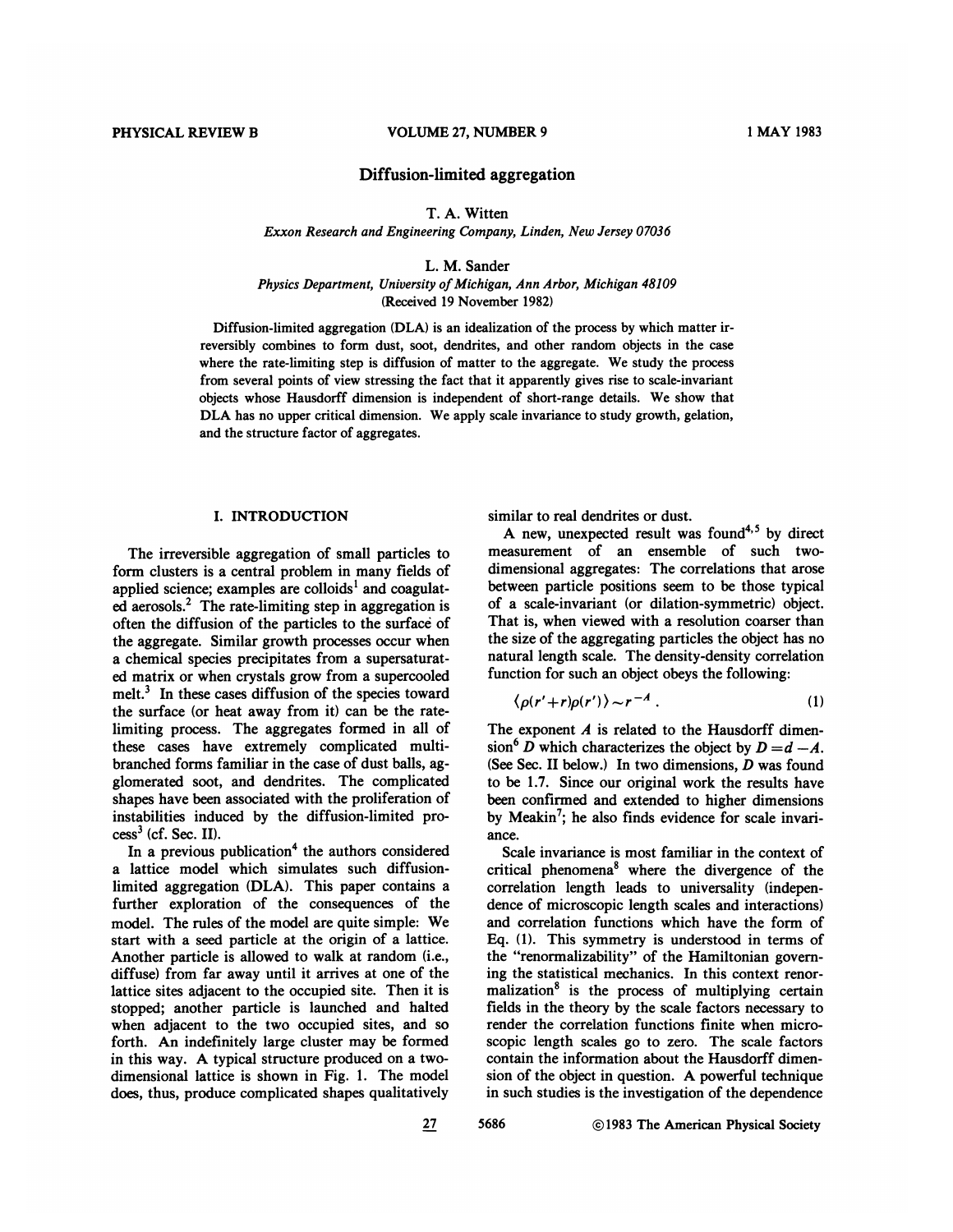# Diffusion-limited aggregation

T. A. Witten

*Exxon Research and Engineering Company, Linden, New Jersey 07036*

L. M. Sander

*Physics Department, University of Michigan, Ann Arbor, Michigan 48109*

(Received 19 November 1982)

Diffusion-limited aggregation (DLA) is an idealization of the process by which matter irreversibly combines to form dust, soot, dendrites, and other random objects in the case where the rate-limiting step is diffusion of matter to the aggregate. We study the process from several points of view stressing the fact that it apparently gives rise to scale-invariant objects whose Hausdorff dimension is independent of short-range details. We show that DLA has no upper critical dimension. We apply scale invariance to study growth, gelation, and the structure factor of aggregates.

## I. INTRODUCTION

The irreversible aggregation of small particles to form clusters is a central problem in many fields of applied science; examples are colloids[1] and coagulated aerosols.[2] The rate-limiting step in aggregation is often the diffusion of the particles to the surface of the aggregate. Similar growth processes occur when a chemical species precipitates from a supersaturated matrix or when crystals grow from a supercooled melt.[3] In these cases diffusion of the species toward the surface (or heat away from it) can be the rate-limiting process. The aggregates formed in all of these cases have extremely complicated multibranched forms familiar in the case of dust balls, agglomerated soot, and dendrites. The complicated shapes have been associated with the proliferation of instabilities induced by the diffusion-limited process[3] (cf. Sec. II).

In a previous publication[4] the authors considered a lattice model which simulates such diffusion-limited aggregation (DLA). This paper contains a further exploration of the consequences of the model. The rules of the model are quite simple: We start with a seed particle at the origin of a lattice. Another particle is allowed to walk at random (i.e., diffuse) from far away until it arrives at one of the lattice sites adjacent to the occupied site. Then it is stopped; another particle is launched and halted when adjacent to the two occupied sites, and so forth. An indefinitely large cluster may be formed in this way. A typical structure produced on a two-dimensional lattice is shown in Fig. 1. The model does, thus, produce complicated shapes qualitatively similar to real dendrites or dust.

A new, unexpected result was found[4,5] by direct measurement of an ensemble of such two-dimensional aggregates: The correlations that arose between particle positions seem to be those typical of a scale-invariant (or dilation-symmetric) object. That is, when viewed with a resolution coarser than the size of the aggregating particles the object has no natural length scale. The density-density correlation function for such an object obeys the following:

$$\langle \rho(r'+r)\rho(r') \rangle \sim r^{-A} . \tag{1}$$

The exponent $A$ is related to the Hausdorff dimension[6] $D$ which characterizes the object by $D = d - A$. (See Sec. II below.) In two dimensions, $D$ was found to be 1.7. Since our original work the results have been confirmed and extended to higher dimensions by Meakin[7]; he also finds evidence for scale invariance.

Scale invariance is most familiar in the context of critical phenomena[8] where the divergence of the correlation length leads to universality (independence of microscopic length scales and interactions) and correlation functions which have the form of Eq. (1). This symmetry is understood in terms of the "renormalizability" of the Hamiltonian governing the statistical mechanics. In this context renormalization[8] is the process of multiplying certain fields in the theory by the scale factors necessary to render the correlation functions finite when microscopic length scales go to zero. The scale factors contain the information about the Hausdorff dimension of the object in question. A powerful technique in such studies is the investigation of the dependence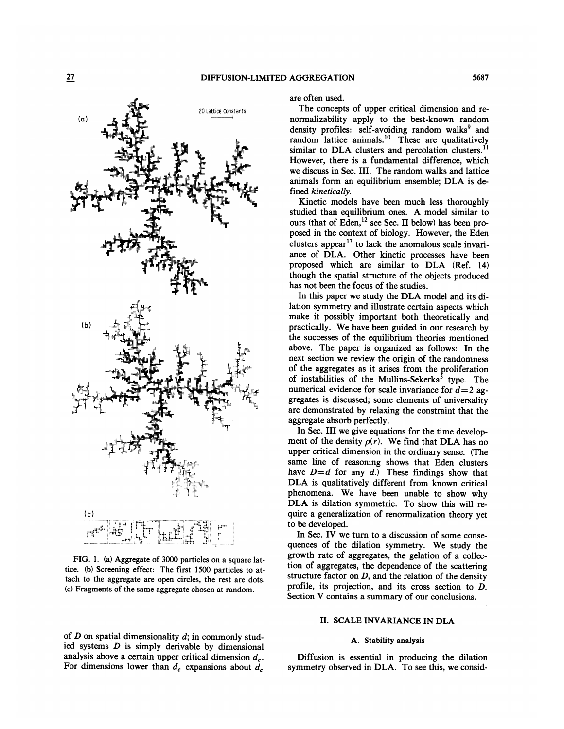FIG. 1. (a) Aggregate of 3000 particles on a square lattice. (b) Screening effect: The first 1500 particles to attach to the aggregate are open circles, the rest are dots. (c) Fragments of the same aggregate chosen at random.

of $D$ on spatial dimensionality $d$; in commonly studied systems $D$ is simply derivable by dimensional analysis above a certain upper critical dimension $d_c$. For dimensions lower than $d_c$ expansions about $d_c$ are often used.

The concepts of upper critical dimension and renormalizability apply to the best-known random density profiles: self-avoiding random walks[9] and random lattice animals.[10] These are qualitatively similar to DLA clusters and percolation clusters.[11] However, there is a fundamental difference, which we discuss in Sec. III. The random walks and lattice animals form an equilibrium ensemble; DLA is defined *kinetically*.

Kinetic models have been much less thoroughly studied than equilibrium ones. A model similar to ours (that of Eden,[12] see Sec. II below) has been proposed in the context of biology. However, the Eden clusters appear[13] to lack the anomalous scale invariance of DLA. Other kinetic processes have been proposed which are similar to DLA (Ref. 14) though the spatial structure of the objects produced has not been the focus of the studies.

In this paper we study the DLA model and its dilation symmetry and illustrate certain aspects which make it possibly important both theoretically and practically. We have been guided in our research by the successes of the equilibrium theories mentioned above. The paper is organized as follows: In the next section we review the origin of the randomness of the aggregates as it arises from the proliferation of instabilities of the Mullins-Sekerka[3] type. The numerical evidence for scale invariance for $d=2$ aggregates is discussed; some elements of universality are demonstrated by relaxing the constraint that the aggregate absorb perfectly.

In Sec. III we give equations for the time development of the density $\rho(r)$. We find that DLA has no upper critical dimension in the ordinary sense. (The same line of reasoning shows that Eden clusters have $D=d$ for any $d$.) These findings show that DLA is qualitatively different from known critical phenomena. We have been unable to show why DLA is dilation symmetric. To show this will require a generalization of renormalization theory yet to be developed.

In Sec. IV we turn to a discussion of some consequences of the dilation symmetry. We study the growth rate of aggregates, the gelation of a collection of aggregates, the dependence of the scattering structure factor on $D$, and the relation of the density profile, its projection, and its cross section to $D$. Section V contains a summary of our conclusions.

## II. SCALE INVARIANCE IN DLA

### A. Stability analysis

Diffusion is essential in producing the dilation symmetry observed in DLA. To see this, we consid-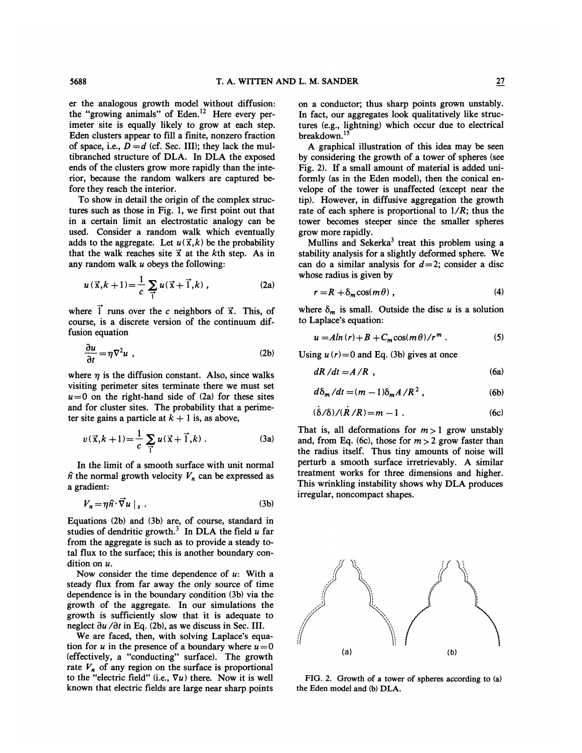er the analogous growth model without diffusion: the "growing animals" of Eden.[12] Here every perimeter site is equally likely to grow at each step. Eden clusters appear to fill a finite, nonzero fraction of space, i.e., $D = d$ (cf. Sec. III); they lack the multibranched structure of DLA. In DLA the exposed ends of the clusters grow more rapidly than the interior, because the random walkers are captured before they reach the interior.

To show in detail the origin of the complex structures such as those in Fig. 1, we first point out that in a certain limit an electrostatic analogy can be used. Consider a random walk which eventually adds to the aggregate. Let $u(\vec{x},k)$ be the probability that the walk reaches site $\vec{x}$ at the $k$th step. As in any random walk $u$ obeys the following:

$$u(\vec{x},k+1) = \frac{1}{c}\sum_{\vec{1}} u(\vec{x}+\vec{1},k) , \tag{2a}$$

where $\vec{1}$ runs over the $c$ neighbors of $\vec{x}$. This, of course, is a discrete version of the continuum diffusion equation

$$\frac{\partial u}{\partial t} = \eta \nabla^2 u , \tag{2b}$$

where $\eta$ is the diffusion constant. Also, since walks visiting perimeter sites terminate there we must set $u=0$ on the right-hand side of (2a) for these sites and for cluster sites. The probability that a perimeter site gains a particle at $k+1$ is, as above,

$$v(\vec{x},k+1) = \frac{1}{c}\sum_{\vec{1}} u(\vec{x}+\vec{1},k) . \tag{3a}$$

In the limit of a smooth surface with unit normal $\hat{n}$ the normal growth velocity $V_n$ can be expressed as a gradient:

$$V_n = \eta \hat{n}\cdot\vec{\nabla} u \,|_s . \tag{3b}$$

Equations (2b) and (3b) are, of course, standard in studies of dendritic growth.[3] In DLA the field $u$ far from the aggregate is such as to provide a steady total flux to the surface; this is another boundary condition on $u$.

Now consider the time dependence of $u$: With a steady flux from far away the only source of time dependence is in the boundary condition (3b) via the growth of the aggregate. In our simulations the growth is sufficiently slow that it is adequate to neglect $\partial u/\partial t$ in Eq. (2b), as we discuss in Sec. III.

We are faced, then, with solving Laplace's equation for $u$ in the presence of a boundary where $u=0$ (effectively, a "conducting" surface). The growth rate $V_n$ of any region on the surface is proportional to the "electric field" (i.e., $\nabla u$) there. Now it is well known that electric fields are large near sharp points on a conductor; thus sharp points grown unstably. In fact, our aggregates look qualitatively like structures (e.g., lightning) which occur due to electrical breakdown.[15]

A graphical illustration of this idea may be seen by considering the growth of a tower of spheres (see Fig. 2). If a small amount of material is added uniformly (as in the Eden model), then the conical envelope of the tower is unaffected (except near the tip). However, in diffusive aggregation the growth rate of each sphere is proportional to $1/R$; thus the tower becomes steeper since the smaller spheres grow more rapidly.

Mullins and Sekerka[3] treat this problem using a stability analysis for a slightly deformed sphere. We can do a similar analysis for $d=2$; consider a disc whose radius is given by

$$r = R + \delta_m \cos(m\theta) , \tag{4}$$

where $\delta_m$ is small. Outside the disc $u$ is a solution to Laplace's equation:

$$u = A \ln(r) + B + C_m \cos(m\theta)/r^m . \tag{5}$$

Using $u(r)=0$ and Eq. (3b) gives at once

$$dR/dt = A/R , \tag{6a}$$

$$d\delta_m/dt = (m-1)\delta_m A/R^2 , \tag{6b}$$

$$(\dot{\delta}/\delta)/(\dot{R}/R) = m-1 . \tag{6c}$$

That is, all deformations for $m>1$ grow unstably and, from Eq. (6c), those for $m>2$ grow faster than the radius itself. Thus tiny amounts of noise will perturb a smooth surface irretrievably. A similar treatment works for three dimensions and higher. This wrinkling instability shows why DLA produces irregular, noncompact shapes.

FIG. 2. Growth of a tower of spheres according to (a) the Eden model and (b) DLA.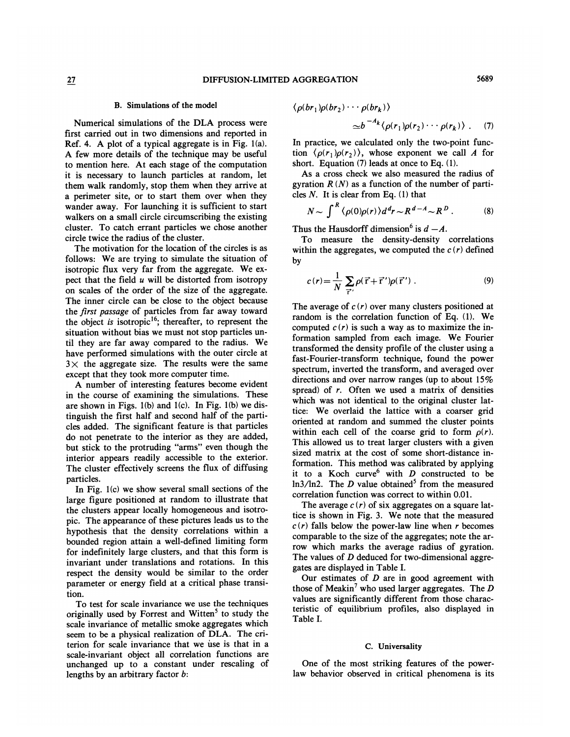### B. Simulations of the model

Numerical simulations of the DLA process were first carried out in two dimensions and reported in Ref. 4. A plot of a typical aggregate is in Fig. 1(a). A few more details of the technique may be useful to mention here. At each stage of the computation it is necessary to launch particles at random, let them walk randomly, stop them when they arrive at a perimeter site, or to start them over when they wander away. For launching it is sufficient to start walkers on a small circle circumscribing the existing cluster. To catch errant particles we chose another circle twice the radius of the cluster.

The motivation for the location of the circles is as follows: We are trying to simulate the situation of isotropic flux very far from the aggregate. We expect that the field $u$ will be distorted from isotropy on scales of the order of the size of the aggregate. The inner circle can be close to the object because the *first passage* of particles from far away toward the object *is* isotropic[16]; thereafter, to represent the situation without bias we must not stop particles until they are far away compared to the radius. We have performed simulations with the outer circle at $3\times$ the aggregate size. The results were the same except that they took more computer time.

A number of interesting features become evident in the course of examining the simulations. These are shown in Figs. 1(b) and 1(c). In Fig. 1(b) we distinguish the first half and second half of the particles added. The significant feature is that particles do not penetrate to the interior as they are added, but stick to the protruding "arms" even though the interior appears readily accessible to the exterior. The cluster effectively screens the flux of diffusing particles.

In Fig. 1(c) we show several small sections of the large figure positioned at random to illustrate that the clusters appear locally homogeneous and isotropic. The appearance of these pictures leads us to the hypothesis that the density correlations within a bounded region attain a well-defined limiting form for indefinitely large clusters, and that this form is invariant under translations and rotations. In this respect the density would be similar to the order parameter or energy field at a critical phase transition.

To test for scale invariance we use the techniques originally used by Forrest and Witten[5] to study the scale invariance of metallic smoke aggregates which seem to be a physical realization of DLA. The criterion for scale invariance that we use is that in a scale-invariant object all correlation functions are unchanged up to a constant under rescaling of lengths by an arbitrary factor $b$:

$$\langle \rho(br_1)\rho(br_2)\cdots\rho(br_k)\rangle \simeq b^{-A_k}\langle \rho(r_1)\rho(r_2)\cdots\rho(r_k)\rangle \ . \quad (7)$$

In practice, we calculated only the two-point function $\langle \rho(r_1)\rho(r_2)\rangle$, whose exponent we call $A$ for short. Equation (7) leads at once to Eq. (1).

As a cross check we also measured the radius of gyration $R(N)$ as a function of the number of particles $N$. It is clear from Eq. (1) that

$$N \sim \int^R \langle \rho(0)\rho(r)\rangle d^d r \sim R^{d-A} \sim R^D \ . \quad (8)$$

Thus the Hausdorff dimension[6] is $d-A$.

To measure the density-density correlations within the aggregates, we computed the $c(r)$ defined by

$$c(r) = \frac{1}{N}\sum_{\vec{r}\,'} \rho(\vec{r}+\vec{r}\,')\rho(\vec{r}\,') \ . \quad (9)$$

The average of $c(r)$ over many clusters positioned at random is the correlation function of Eq. (1). We computed $c(r)$ is such a way as to maximize the information sampled from each image. We Fourier transformed the density profile of the cluster using a fast-Fourier-transform technique, found the power spectrum, inverted the transform, and averaged over directions and over narrow ranges (up to about 15% spread) of $r$. Often we used a matrix of densities which was not identical to the original cluster lattice: We overlaid the lattice with a coarser grid oriented at random and summed the cluster points within each cell of the coarse grid to form $\rho(r)$. This allowed us to treat larger clusters with a given sized matrix at the cost of some short-distance information. This method was calibrated by applying it to a Koch curve[6] with $D$ constructed to be ln3/ln2. The $D$ value obtained[5] from the measured correlation function was correct to within 0.01.

The average $c(r)$ of six aggregates on a square lattice is shown in Fig. 3. We note that the measured $c(r)$ falls below the power-law line when $r$ becomes comparable to the size of the aggregates; note the arrow which marks the average radius of gyration. The values of $D$ deduced for two-dimensional aggregates are displayed in Table I.

Our estimates of $D$ are in good agreement with those of Meakin[7] who used larger aggregates. The $D$ values are significantly different from those characteristic of equilibrium profiles, also displayed in Table I.

### C. Universality

One of the most striking features of the power-law behavior observed in critical phenomena is its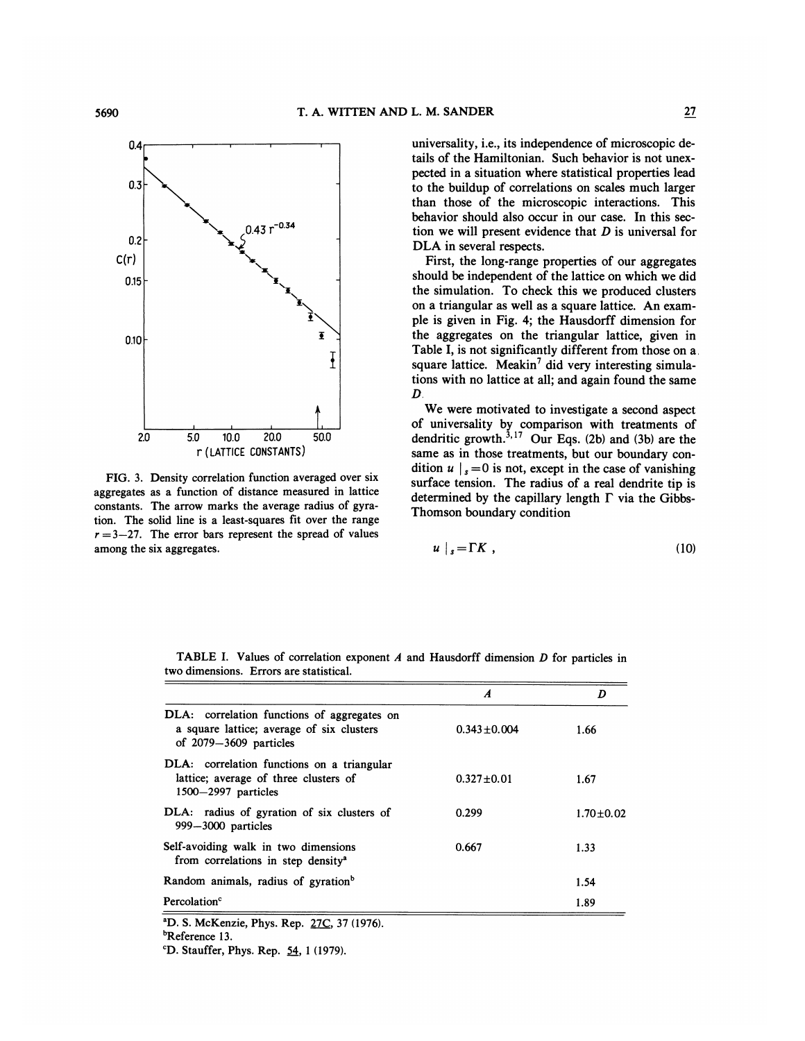FIG. 3. Density correlation function averaged over six aggregates as a function of distance measured in lattice constants. The arrow marks the average radius of gyration. The solid line is a least-squares fit over the range $r = 3-27$. The error bars represent the spread of values among the six aggregates.

universality, i.e., its independence of microscopic details of the Hamiltonian. Such behavior is not unexpected in a situation where statistical properties lead to the buildup of correlations on scales much larger than those of the microscopic interactions. This behavior should also occur in our case. In this section we will present evidence that $D$ is universal for DLA in several respects.

First, the long-range properties of our aggregates should be independent of the lattice on which we did the simulation. To check this we produced clusters on a triangular as well as a square lattice. An example is given in Fig. 4; the Hausdorff dimension for the aggregates on the triangular lattice, given in Table I, is not significantly different from those on a square lattice. Meakin[7] did very interesting simulations with no lattice at all; and again found the same $D$.

We were motivated to investigate a second aspect of universality by comparison with treatments of dendritic growth.[3,17] Our Eqs. (2b) and (3b) are the same as in those treatments, but our boundary condition $u|_s = 0$ is not, except in the case of vanishing surface tension. The radius of a real dendrite tip is determined by the capillary length $\Gamma$ via the Gibbs-Thomson boundary condition

$$u|_s = \Gamma K , \tag{10}$$

TABLE I. Values of correlation exponent $A$ and Hausdorff dimension $D$ for particles in two dimensions. Errors are statistical.

| | $A$ | $D$ |
|---|---|---|
| DLA: correlation functions of aggregates on a square lattice; average of six clusters of 2079–3609 particles | $0.343 \pm 0.004$ | 1.66 |
| DLA: correlation functions on a triangular lattice; average of three clusters of 1500–2997 particles | $0.327 \pm 0.01$ | 1.67 |
| DLA: radius of gyration of six clusters of 999–3000 particles | 0.299 | $1.70 \pm 0.02$ |
| Self-avoiding walk in two dimensions from correlations in step density[a] | 0.667 | 1.33 |
| Random animals, radius of gyration[b] | | 1.54 |
| Percolation[c] | | 1.89 |

[a]D. S. McKenzie, Phys. Rep. 27C, 37 (1976).
[b]Reference 13.
[c]D. Stauffer, Phys. Rep. 54, 1 (1979).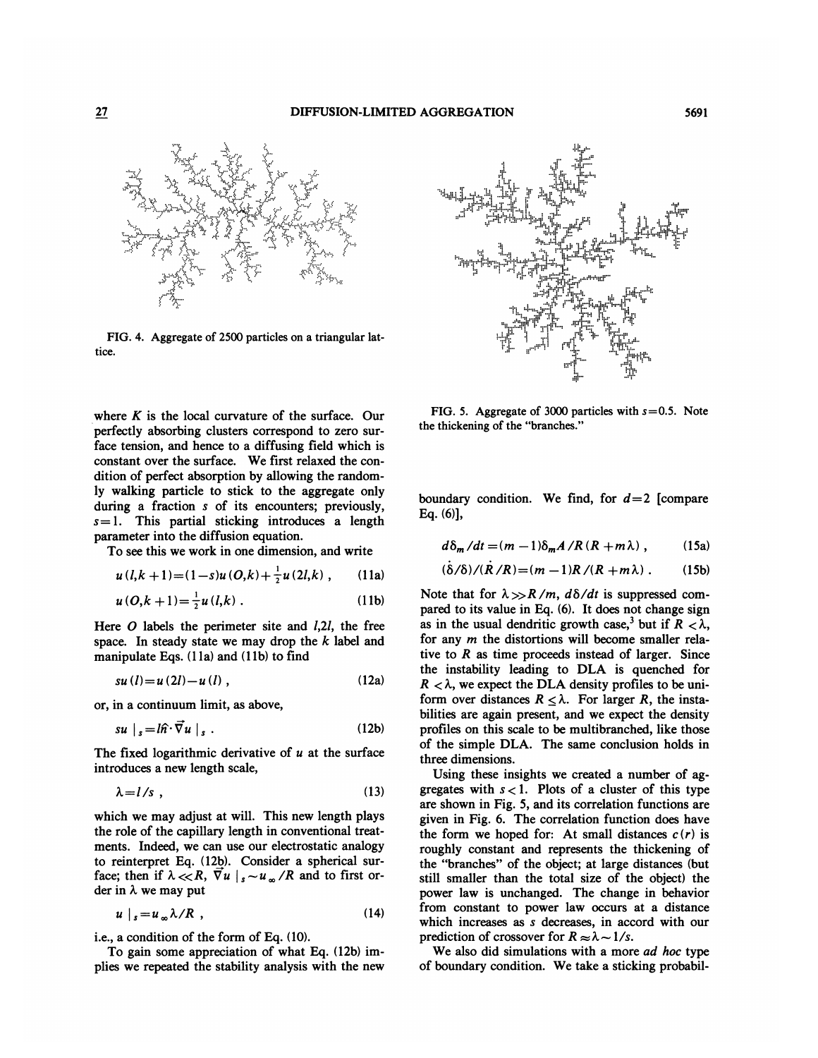FIG. 4. Aggregate of 2500 particles on a triangular lattice.

FIG. 5. Aggregate of 3000 particles with $s=0.5$. Note the thickening of the "branches."

where $K$ is the local curvature of the surface. Our perfectly absorbing clusters correspond to zero surface tension, and hence to a diffusing field which is constant over the surface. We first relaxed the condition of perfect absorption by allowing the randomly walking particle to stick to the aggregate only during a fraction $s$ of its encounters; previously, $s=1$. This partial sticking introduces a length parameter into the diffusion equation.

To see this we work in one dimension, and write

$$u(l,k+1)=(1-s)u(O,k)+\tfrac{1}{2}u(2l,k)\ , \tag{11a}$$

$$u(O,k+1)=\tfrac{1}{2}u(l,k)\ . \tag{11b}$$

Here $O$ labels the perimeter site and $l,2l$, the free space. In steady state we may drop the $k$ label and manipulate Eqs. (11a) and (11b) to find

$$su(l)=u(2l)-u(l)\ , \tag{12a}$$

or, in a continuum limit, as above,

$$su\mid_s=l\hat{n}\cdot\vec{\nabla}u\mid_s\ . \tag{12b}$$

The fixed logarithmic derivative of $u$ at the surface introduces a new length scale,

$$\lambda=l/s\ , \tag{13}$$

which we may adjust at will. This new length plays the role of the capillary length in conventional treatments. Indeed, we can use our electrostatic analogy to reinterpret Eq. (12b). Consider a spherical surface; then if $\lambda \ll R$, $\vec{\nabla}u\mid_s \sim u_\infty/R$ and to first order in $\lambda$ we may put

$$u\mid_s=u_\infty\lambda/R\ , \tag{14}$$

i.e., a condition of the form of Eq. (10).

To gain some appreciation of what Eq. (12b) implies we repeated the stability analysis with the new boundary condition. We find, for $d=2$ [compare Eq. (6)],

$$d\delta_m/dt=(m-1)\delta_m A/R(R+m\lambda)\ , \tag{15a}$$

$$(\dot{\delta}/\delta)/(\dot{R}/R)=(m-1)R/(R+m\lambda)\ . \tag{15b}$$

Note that for $\lambda \gg R/m$, $d\delta/dt$ is suppressed compared to its value in Eq. (6). It does not change sign as in the usual dendritic growth case,[3] but if $R<\lambda$, for any $m$ the distortions will become smaller relative to $R$ as time proceeds instead of larger. Since the instability leading to DLA is quenched for $R<\lambda$, we expect the DLA density profiles to be uniform over distances $R \le \lambda$. For larger $R$, the instabilities are again present, and we expect the density profiles on this scale to be multibranched, like those of the simple DLA. The same conclusion holds in three dimensions.

Using these insights we created a number of aggregates with $s<1$. Plots of a cluster of this type are shown in Fig. 5, and its correlation functions are given in Fig. 6. The correlation function does have the form we hoped for: At small distances $c(r)$ is roughly constant and represents the thickening of the "branches" of the object; at large distances (but still smaller than the total size of the object) the power law is unchanged. The change in behavior from constant to power law occurs at a distance which increases as $s$ decreases, in accord with our prediction of crossover for $R \approx \lambda \sim 1/s$.

We also did simulations with a more *ad hoc* type of boundary condition. We take a sticking probabil-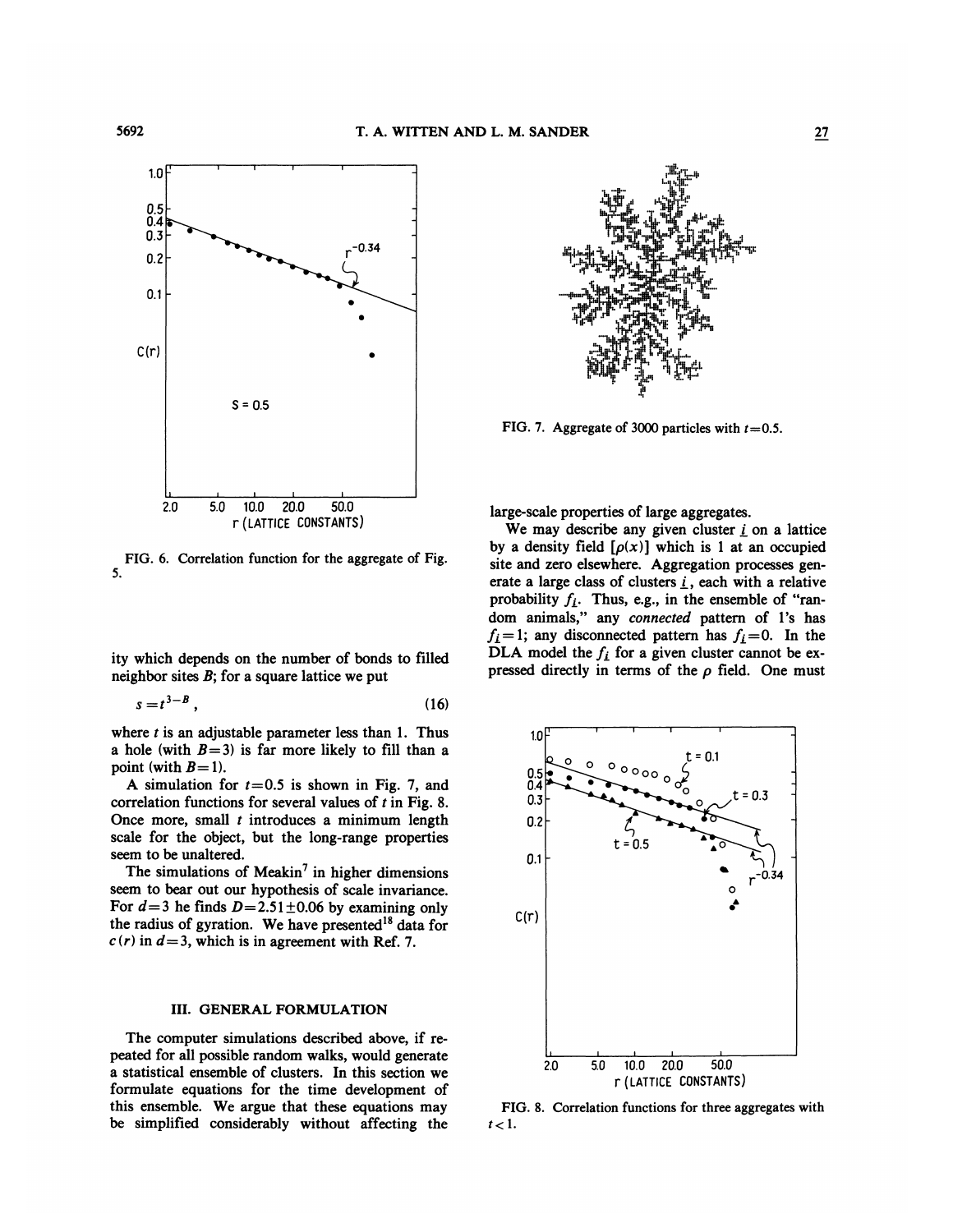FIG. 6. Correlation function for the aggregate of Fig. 5.

ity which depends on the number of bonds to filled neighbor sites $B$; for a square lattice we put

$$s = t^{3-B}, \tag{16}$$

where $t$ is an adjustable parameter less than 1. Thus a hole (with $B=3$) is far more likely to fill than a point (with $B=1$).

A simulation for $t=0.5$ is shown in Fig. 7, and correlation functions for several values of $t$ in Fig. 8. Once more, small $t$ introduces a minimum length scale for the object, but the long-range properties seem to be unaltered.

The simulations of Meakin[7] in higher dimensions seem to bear out our hypothesis of scale invariance. For $d=3$ he finds $D=2.51\pm0.06$ by examining only the radius of gyration. We have presented[18] data for $c(r)$ in $d=3$, which is in agreement with Ref. 7.

## III. GENERAL FORMULATION

The computer simulations described above, if repeated for all possible random walks, would generate a statistical ensemble of clusters. In this section we formulate equations for the time development of this ensemble. We argue that these equations may be simplified considerably without affecting the large-scale properties of large aggregates.

FIG. 7. Aggregate of 3000 particles with $t=0.5$.

We may describe any given cluster $\underline{i}$ on a lattice by a density field $[\rho(x)]$ which is 1 at an occupied site and zero elsewhere. Aggregation processes generate a large class of clusters $\underline{i}$, each with a relative probability $f_{\underline{i}}$. Thus, e.g., in the ensemble of "random animals," any *connected* pattern of 1's has $f_{\underline{i}}=1$; any disconnected pattern has $f_{\underline{i}}=0$. In the DLA model the $f_{\underline{i}}$ for a given cluster cannot be expressed directly in terms of the $\rho$ field. One must

FIG. 8. Correlation functions for three aggregates with $t<1$.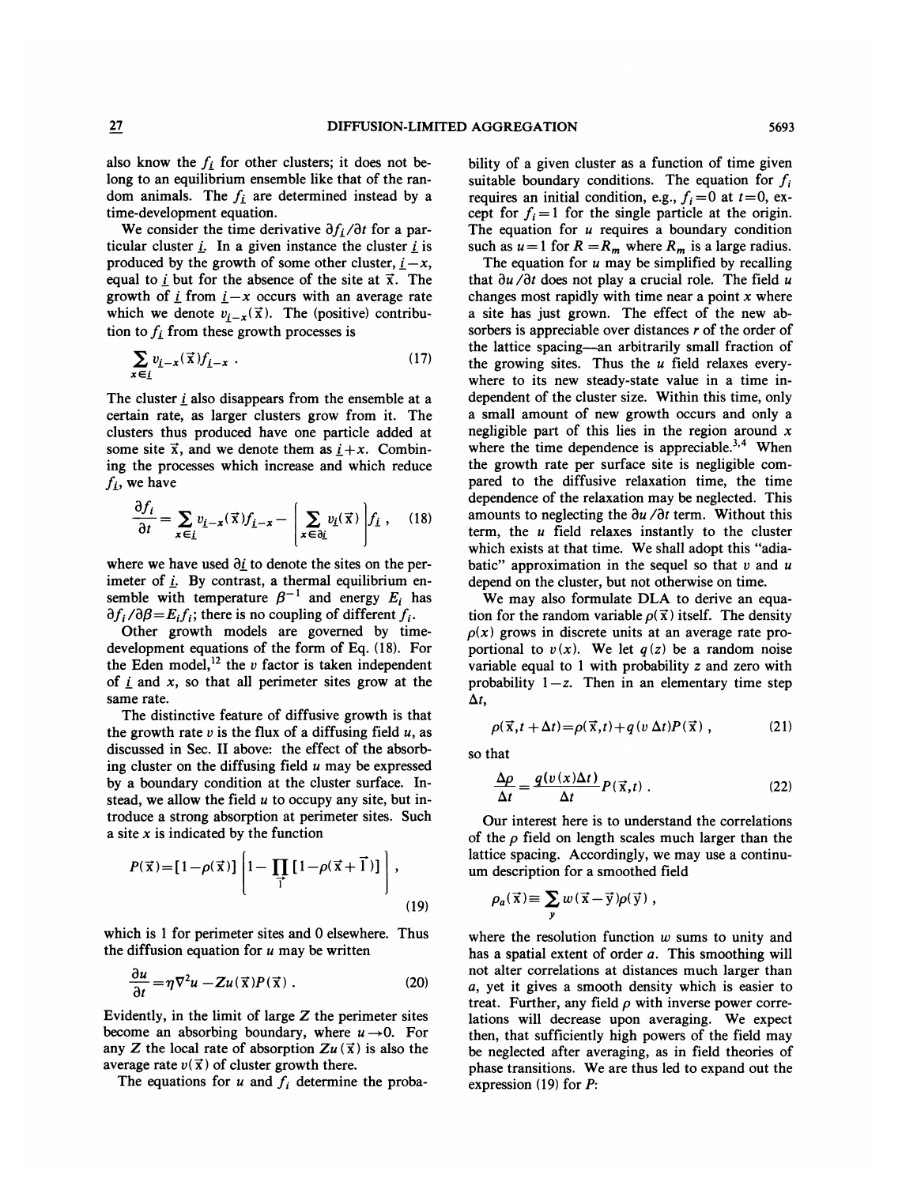also know the $f_{\underline{i}}$ for other clusters; it does not belong to an equilibrium ensemble like that of the random animals. The $f_{\underline{i}}$ are determined instead by a time-development equation.

We consider the time derivative $\partial f_{\underline{i}}/\partial t$ for a particular cluster $\underline{i}$. In a given instance the cluster $\underline{i}$ is produced by the growth of some other cluster, $\underline{i}-x$, equal to $\underline{i}$ but for the absence of the site at $\vec{x}$. The growth of $\underline{i}$ from $\underline{i}-x$ occurs with an average rate which we denote $v_{\underline{i}-x}(\vec{x})$. The (positive) contribution to $f_{\underline{i}}$ from these growth processes is

$$\sum_{x \in \underline{i}} v_{\underline{i}-x}(\vec{x}) f_{\underline{i}-x} \; . \tag{17}$$

The cluster $\underline{i}$ also disappears from the ensemble at a certain rate, as larger clusters grow from it. The clusters thus produced have one particle added at some site $\vec{x}$, and we denote them as $\underline{i}+x$. Combining the processes which increase and which reduce $f_{\underline{i}}$, we have

$$\frac{\partial f_i}{\partial t} = \sum_{x \in \underline{i}} v_{\underline{i}-x}(\vec{x}) f_{\underline{i}-x} - \left[ \sum_{x \in \partial \underline{i}} v_{\underline{i}}(\vec{x}) \right] f_{\underline{i}} \; , \tag{18}$$

where we have used $\partial \underline{i}$ to denote the sites on the perimeter of $\underline{i}$. By contrast, a thermal equilibrium ensemble with temperature $\beta^{-1}$ and energy $E_i$ has $\partial f_i / \partial \beta = E_i f_i$; there is no coupling of different $f_i$.

Other growth models are governed by time-development equations of the form of Eq. (18). For the Eden model,[12] the $v$ factor is taken independent of $\underline{i}$ and $x$, so that all perimeter sites grow at the same rate.

The distinctive feature of diffusive growth is that the growth rate $v$ is the flux of a diffusing field $u$, as discussed in Sec. II above: the effect of the absorbing cluster on the diffusing field $u$ may be expressed by a boundary condition at the cluster surface. Instead, we allow the field $u$ to occupy any site, but introduce a strong absorption at perimeter sites. Such a site $x$ is indicated by the function

$$P(\vec{x}) = [1-\rho(\vec{x})] \left[ 1 - \prod_{\vec{1}} [1-\rho(\vec{x}+\vec{1})] \right] , \tag{19}$$

which is 1 for perimeter sites and 0 elsewhere. Thus the diffusion equation for $u$ may be written

$$\frac{\partial u}{\partial t} = \eta \nabla^2 u - Z u(\vec{x}) P(\vec{x}) \; . \tag{20}$$

Evidently, in the limit of large $Z$ the perimeter sites become an absorbing boundary, where $u \to 0$. For any $Z$ the local rate of absorption $Zu(\vec{x})$ is also the average rate $v(\vec{x})$ of cluster growth there.

The equations for $u$ and $f_i$ determine the probability of a given cluster as a function of time given suitable boundary conditions. The equation for $f_i$ requires an initial condition, e.g., $f_i = 0$ at $t=0$, except for $f_i = 1$ for the single particle at the origin. The equation for $u$ requires a boundary condition such as $u=1$ for $R = R_m$ where $R_m$ is a large radius.

The equation for $u$ may be simplified by recalling that $\partial u / \partial t$ does not play a crucial role. The field $u$ changes most rapidly with time near a point $x$ where a site has just grown. The effect of the new absorbers is appreciable over distances $r$ of the order of the lattice spacing—an arbitrarily small fraction of the growing sites. Thus the $u$ field relaxes everywhere to its new steady-state value in a time independent of the cluster size. Within this time, only a small amount of new growth occurs and only a negligible part of this lies in the region around $x$ where the time dependence is appreciable.[3,4] When the growth rate per surface site is negligible compared to the diffusive relaxation time, the time dependence of the relaxation may be neglected. This amounts to neglecting the $\partial u / \partial t$ term. Without this term, the $u$ field relaxes instantly to the cluster which exists at that time. We shall adopt this "adiabatic" approximation in the sequel so that $v$ and $u$ depend on the cluster, but not otherwise on time.

We may also formulate DLA to derive an equation for the random variable $\rho(\vec{x})$ itself. The density $\rho(x)$ grows in discrete units at an average rate proportional to $v(x)$. We let $q(z)$ be a random noise variable equal to 1 with probability $z$ and zero with probability $1-z$. Then in an elementary time step $\Delta t$,

$$\rho(\vec{x}, t+\Delta t) = \rho(\vec{x}, t) + q(v\,\Delta t) P(\vec{x}) \; , \tag{21}$$

so that

$$\frac{\Delta \rho}{\Delta t} = \frac{q(v(x)\Delta t)}{\Delta t} P(\vec{x}, t) \; . \tag{22}$$

Our interest here is to understand the correlations of the $\rho$ field on length scales much larger than the lattice spacing. Accordingly, we may use a continuum description for a smoothed field

$$\rho_a(\vec{x}) \equiv \sum_{y} w(\vec{x}-\vec{y}) \rho(\vec{y}) \; ,$$

where the resolution function $w$ sums to unity and has a spatial extent of order $a$. This smoothing will not alter correlations at distances much larger than $a$, yet it gives a smooth density which is easier to treat. Further, any field $\rho$ with inverse power correlations will decrease upon averaging. We expect then, that sufficiently high powers of the field may be neglected after averaging, as in field theories of phase transitions. We are thus led to expand out the expression (19) for $P$: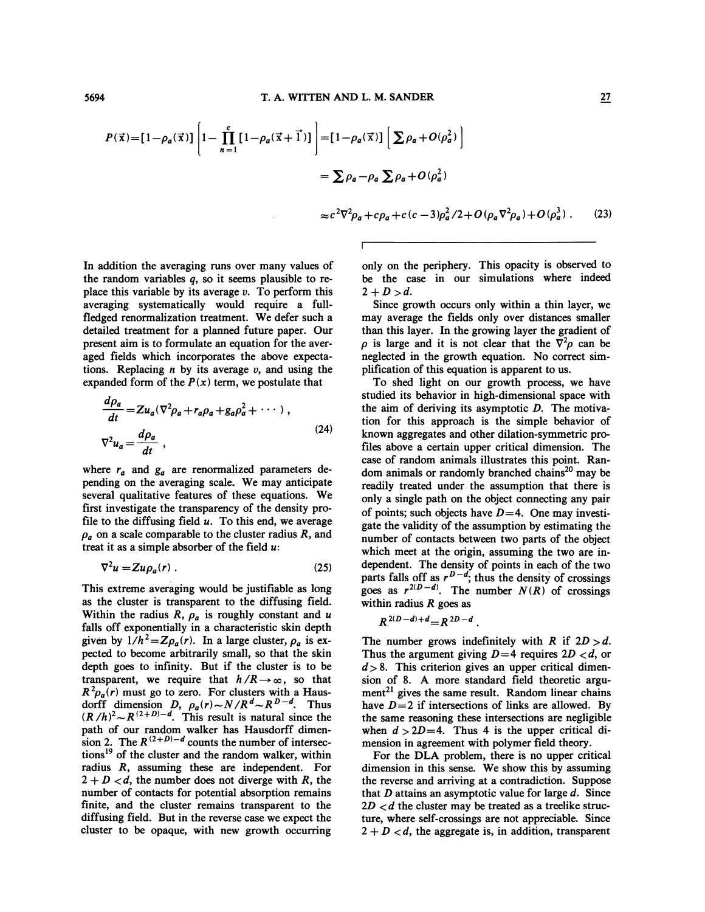$$P(\vec{x})=[1-\rho_a(\vec{x})]\left[1-\prod_{n=1}^{c}[1-\rho_a(\vec{x}+\vec{1})]\right]=[1-\rho_a(\vec{x})]\left[\sum\rho_a+O(\rho_a^2)\right]$$

$$=\sum\rho_a-\rho_a\sum\rho_a+O(\rho_a^2)$$

$$\approx c^2\nabla^2\rho_a+c\rho_a+c(c-3)\rho_a^2/2+O(\rho_a\nabla^2\rho_a)+O(\rho_a^3)\ . \tag{23}$$

In addition the averaging runs over many values of the random variables $q$, so it seems plausible to replace this variable by its average $v$. To perform this averaging systematically would require a full-fledged renormalization treatment. We defer such a detailed treatment for a planned future paper. Our present aim is to formulate an equation for the averaged fields which incorporates the above expectations. Replacing $n$ by its average $v$, and using the expanded form of the $P(x)$ term, we postulate that

$$\frac{d\rho_a}{dt}=Zu_a(\nabla^2\rho_a+r_a\rho_a+g_a\rho_a^2+\cdots)\ ,$$
$$\nabla^2 u_a=\frac{d\rho_a}{dt}\ , \tag{24}$$

where $r_a$ and $g_a$ are renormalized parameters depending on the averaging scale. We may anticipate several qualitative features of these equations. We first investigate the transparency of the density profile to the diffusing field $u$. To this end, we average $\rho_a$ on a scale comparable to the cluster radius $R$, and treat it as a simple absorber of the field $u$:

$$\nabla^2 u=Zu\rho_a(r)\ . \tag{25}$$

This extreme averaging would be justifiable as long as the cluster is transparent to the diffusing field. Within the radius $R$, $\rho_a$ is roughly constant and $u$ falls off exponentially in a characteristic skin depth given by $1/h^2=Z\rho_a(r)$. In a large cluster, $\rho_a$ is expected to become arbitrarily small, so that the skin depth goes to infinity. But if the cluster is to be transparent, we require that $h/R\to\infty$, so that $R^2\rho_a(r)$ must go to zero. For clusters with a Hausdorff dimension $D$, $\rho_a(r)\sim N/R^d\sim R^{D-d}$. Thus $(R/h)^2\sim R^{(2+D)-d}$. This result is natural since the path of our random walker has Hausdorff dimension 2. The $R^{(2+D)-d}$ counts the number of intersections[19] of the cluster and the random walker, within radius $R$, assuming these are independent. For $2+D<d$, the number does not diverge with $R$, the number of contacts for potential absorption remains finite, and the cluster remains transparent to the diffusing field. But in the reverse case we expect the cluster to be opaque, with new growth occurring only on the periphery. This opacity is observed to be the case in our simulations where indeed $2+D>d$.

Since growth occurs only within a thin layer, we may average the fields only over distances smaller than this layer. In the growing layer the gradient of $\rho$ is large and it is not clear that the $\nabla^2\rho$ can be neglected in the growth equation. No correct simplification of this equation is apparent to us.

To shed light on our growth process, we have studied its behavior in high-dimensional space with the aim of deriving its asymptotic $D$. The motivation for this approach is the simple behavior of known aggregates and other dilation-symmetric profiles above a certain upper critical dimension. The case of random animals illustrates this point. Random animals or randomly branched chains[20] may be readily treated under the assumption that there is only a single path on the object connecting any pair of points; such objects have $D=4$. One may investigate the validity of the assumption by estimating the number of contacts between two parts of the object which meet at the origin, assuming the two are independent. The density of points in each of the two parts falls off as $r^{D-d}$; thus the density of crossings goes as $r^{2(D-d)}$. The number $N(R)$ of crossings within radius $R$ goes as

$$R^{2(D-d)+d}=R^{2D-d}\ .$$

The number grows indefinitely with $R$ if $2D>d$. Thus the argument giving $D=4$ requires $2D<d$, or $d>8$. This criterion gives an upper critical dimension of 8. A more standard field theoretic argument[21] gives the same result. Random linear chains have $D=2$ if intersections of links are allowed. By the same reasoning these intersections are negligible when $d>2D=4$. Thus 4 is the upper critical dimension in agreement with polymer field theory.

For the DLA problem, there is no upper critical dimension in this sense. We show this by assuming the reverse and arriving at a contradiction. Suppose that $D$ attains an asymptotic value for large $d$. Since $2D<d$ the cluster may be treated as a treelike structure, where self-crossings are not appreciable. Since $2+D<d$, the aggregate is, in addition, transparent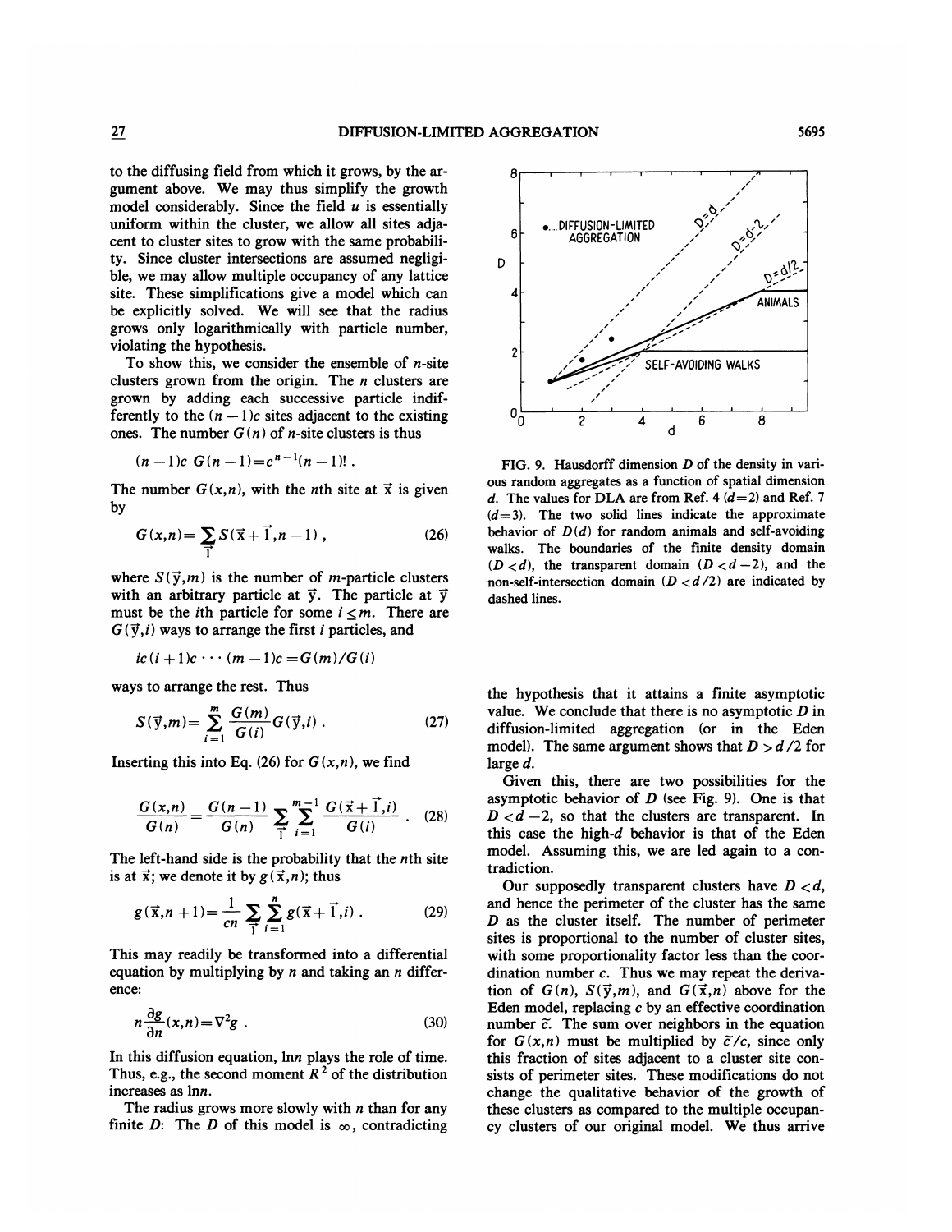to the diffusing field from which it grows, by the argument above. We may thus simplify the growth model considerably. Since the field $u$ is essentially uniform within the cluster, we allow all sites adjacent to cluster sites to grow with the same probability. Since cluster intersections are assumed negligible, we may allow multiple occupancy of any lattice site. These simplifications give a model which can be explicitly solved. We will see that the radius grows only logarithmically with particle number, violating the hypothesis.

To show this, we consider the ensemble of $n$-site clusters grown from the origin. The $n$ clusters are grown by adding each successive particle indifferently to the $(n-1)c$ sites adjacent to the existing ones. The number $G(n)$ of $n$-site clusters is thus

$$(n-1)c\; G(n-1) = c^{n-1}(n-1)!\ .$$

The number $G(x,n)$, with the $n$th site at $\vec{x}$ is given by

$$G(x,n) = \sum_{\vec{1}} S(\vec{x}+\vec{1}, n-1)\ , \tag{26}$$

where $S(\vec{y},m)$ is the number of $m$-particle clusters with an arbitrary particle at $\vec{y}$. The particle at $\vec{y}$ must be the $i$th particle for some $i \le m$. There are $G(\vec{y},i)$ ways to arrange the first $i$ particles, and

$$ic(i+1)c \cdots (m-1)c = G(m)/G(i)$$

ways to arrange the rest. Thus

$$S(\vec{y},m) = \sum_{i=1}^{m} \frac{G(m)}{G(i)} G(\vec{y},i)\ . \tag{27}$$

Inserting this into Eq. (26) for $G(x,n)$, we find

$$\frac{G(x,n)}{G(n)} = \frac{G(n-1)}{G(n)} \sum_{\vec{1}} \sum_{i=1}^{m-1} \frac{G(\vec{x}+\vec{1},i)}{G(i)}\ . \tag{28}$$

The left-hand side is the probability that the $n$th site is at $\vec{x}$; we denote it by $g(\vec{x},n)$; thus

$$g(\vec{x},n+1) = \frac{1}{cn} \sum_{\vec{1}} \sum_{i=1}^{n} g(\vec{x}+\vec{1},i)\ . \tag{29}$$

This may readily be transformed into a differential equation by multiplying by $n$ and taking an $n$ difference:

$$n\frac{\partial g}{\partial n}(x,n) = \nabla^2 g\ . \tag{30}$$

In this diffusion equation, $\ln n$ plays the role of time. Thus, e.g., the second moment $R^2$ of the distribution increases as $\ln n$.

The radius grows more slowly with $n$ than for any finite $D$: The $D$ of this model is $\infty$, contradicting the hypothesis that it attains a finite asymptotic value. We conclude that there is no asymptotic $D$ in diffusion-limited aggregation (or in the Eden model). The same argument shows that $D > d/2$ for large $d$.

FIG. 9. Hausdorff dimension $D$ of the density in various random aggregates as a function of spatial dimension $d$. The values for DLA are from Ref. 4 ($d=2$) and Ref. 7 ($d=3$). The two solid lines indicate the approximate behavior of $D(d)$ for random animals and self-avoiding walks. The boundaries of the finite density domain ($D<d$), the transparent domain ($D<d-2$), and the non-self-intersection domain ($D<d/2$) are indicated by dashed lines.

Given this, there are two possibilities for the asymptotic behavior of $D$ (see Fig. 9). One is that $D<d-2$, so that the clusters are transparent. In this case the high-$d$ behavior is that of the Eden model. Assuming this, we are led again to a contradiction.

Our supposedly transparent clusters have $D<d$, and hence the perimeter of the cluster has the same $D$ as the cluster itself. The number of perimeter sites is proportional to the number of cluster sites, with some proportionality factor less than the coordination number $c$. Thus we may repeat the derivation of $G(n)$, $S(\vec{y},m)$, and $G(\vec{x},n)$ above for the Eden model, replacing $c$ by an effective coordination number $\tilde{c}$. The sum over neighbors in the equation for $G(x,n)$ must be multiplied by $\tilde{c}/c$, since only this fraction of sites adjacent to a cluster site consists of perimeter sites. These modifications do not change the qualitative behavior of the growth of these clusters as compared to the multiple occupancy clusters of our original model. We thus arrive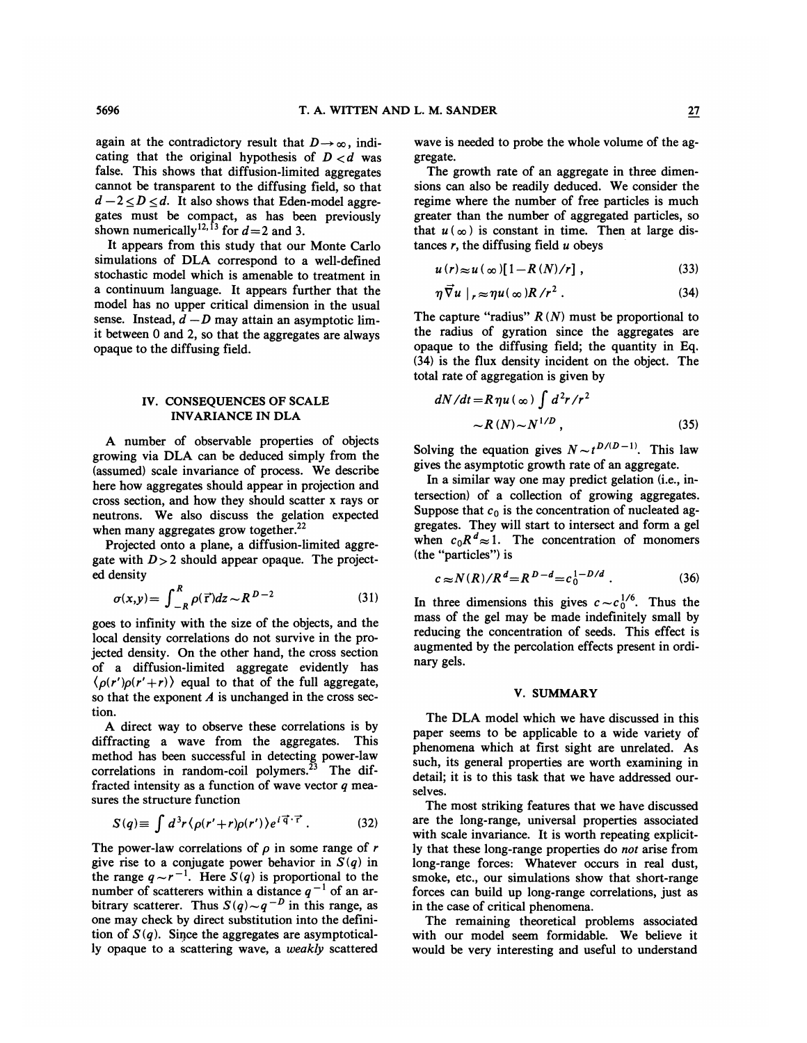again at the contradictory result that $D \to \infty$, indicating that the original hypothesis of $D < d$ was false. This shows that diffusion-limited aggregates cannot be transparent to the diffusing field, so that $d-2 \le D \le d$. It also shows that Eden-model aggregates must be compact, as has been previously shown numerically[12,13] for $d=2$ and 3.

It appears from this study that our Monte Carlo simulations of DLA correspond to a well-defined stochastic model which is amenable to treatment in a continuum language. It appears further that the model has no upper critical dimension in the usual sense. Instead, $d-D$ may attain an asymptotic limit between 0 and 2, so that the aggregates are always opaque to the diffusing field.

## IV. CONSEQUENCES OF SCALE INVARIANCE IN DLA

A number of observable properties of objects growing via DLA can be deduced simply from the (assumed) scale invariance of process. We describe here how aggregates should appear in projection and cross section, and how they should scatter x rays or neutrons. We also discuss the gelation expected when many aggregates grow together.[22]

Projected onto a plane, a diffusion-limited aggregate with $D > 2$ should appear opaque. The projected density

$$\sigma(x,y) = \int_{-R}^{R} \rho(\vec{r})dz \sim R^{D-2} \tag{31}$$

goes to infinity with the size of the objects, and the local density correlations do not survive in the projected density. On the other hand, the cross section of a diffusion-limited aggregate evidently has $\langle \rho(r')\rho(r'+r)\rangle$ equal to that of the full aggregate, so that the exponent $A$ is unchanged in the cross section.

A direct way to observe these correlations is by diffracting a wave from the aggregates. This method has been successful in detecting power-law correlations in random-coil polymers.[23] The diffracted intensity as a function of wave vector $q$ measures the structure function

$$S(q) \equiv \int d^3r \langle \rho(r'+r)\rho(r')\rangle e^{i\vec{q}\cdot\vec{r}} \, . \tag{32}$$

The power-law correlations of $\rho$ in some range of $r$ give rise to a conjugate power behavior in $S(q)$ in the range $q \sim r^{-1}$. Here $S(q)$ is proportional to the number of scatterers within a distance $q^{-1}$ of an arbitrary scatterer. Thus $S(q) \sim q^{-D}$ in this range, as one may check by direct substitution into the definition of $S(q)$. Since the aggregates are asymptotically opaque to a scattering wave, a *weakly* scattered wave is needed to probe the whole volume of the aggregate.

The growth rate of an aggregate in three dimensions can also be readily deduced. We consider the regime where the number of free particles is much greater than the number of aggregated particles, so that $u(\infty)$ is constant in time. Then at large distances $r$, the diffusing field $u$ obeys

$$u(r) \approx u(\infty)[1 - R(N)/r] \, , \tag{33}$$

$$\eta \vec{\nabla} u \mid_r \approx \eta u(\infty) R / r^2 \, . \tag{34}$$

The capture "radius" $R(N)$ must be proportional to the radius of gyration since the aggregates are opaque to the diffusing field; the quantity in Eq. (34) is the flux density incident on the object. The total rate of aggregation is given by

$$dN/dt = R\eta u(\infty) \int d^2r/r^2 \sim R(N) \sim N^{1/D} \, , \tag{35}$$

Solving the equation gives $N \sim t^{D/(D-1)}$. This law gives the asymptotic growth rate of an aggregate.

In a similar way one may predict gelation (i.e., intersection) of a collection of growing aggregates. Suppose that $c_0$ is the concentration of nucleated aggregates. They will start to intersect and form a gel when $c_0 R^d \approx 1$. The concentration of monomers (the "particles") is

$$c \approx N(R)/R^d = R^{D-d} = c_0^{1-D/d} \, . \tag{36}$$

In three dimensions this gives $c \sim c_0^{1/6}$. Thus the mass of the gel may be made indefinitely small by reducing the concentration of seeds. This effect is augmented by the percolation effects present in ordinary gels.

## V. SUMMARY

The DLA model which we have discussed in this paper seems to be applicable to a wide variety of phenomena which at first sight are unrelated. As such, its general properties are worth examining in detail; it is to this task that we have addressed ourselves.

The most striking features that we have discussed are the long-range, universal properties associated with scale invariance. It is worth repeating explicitly that these long-range properties do *not* arise from long-range forces: Whatever occurs in real dust, smoke, etc., our simulations show that short-range forces can build up long-range correlations, just as in the case of critical phenomena.

The remaining theoretical problems associated with our model seem formidable. We believe it would be very interesting and useful to understand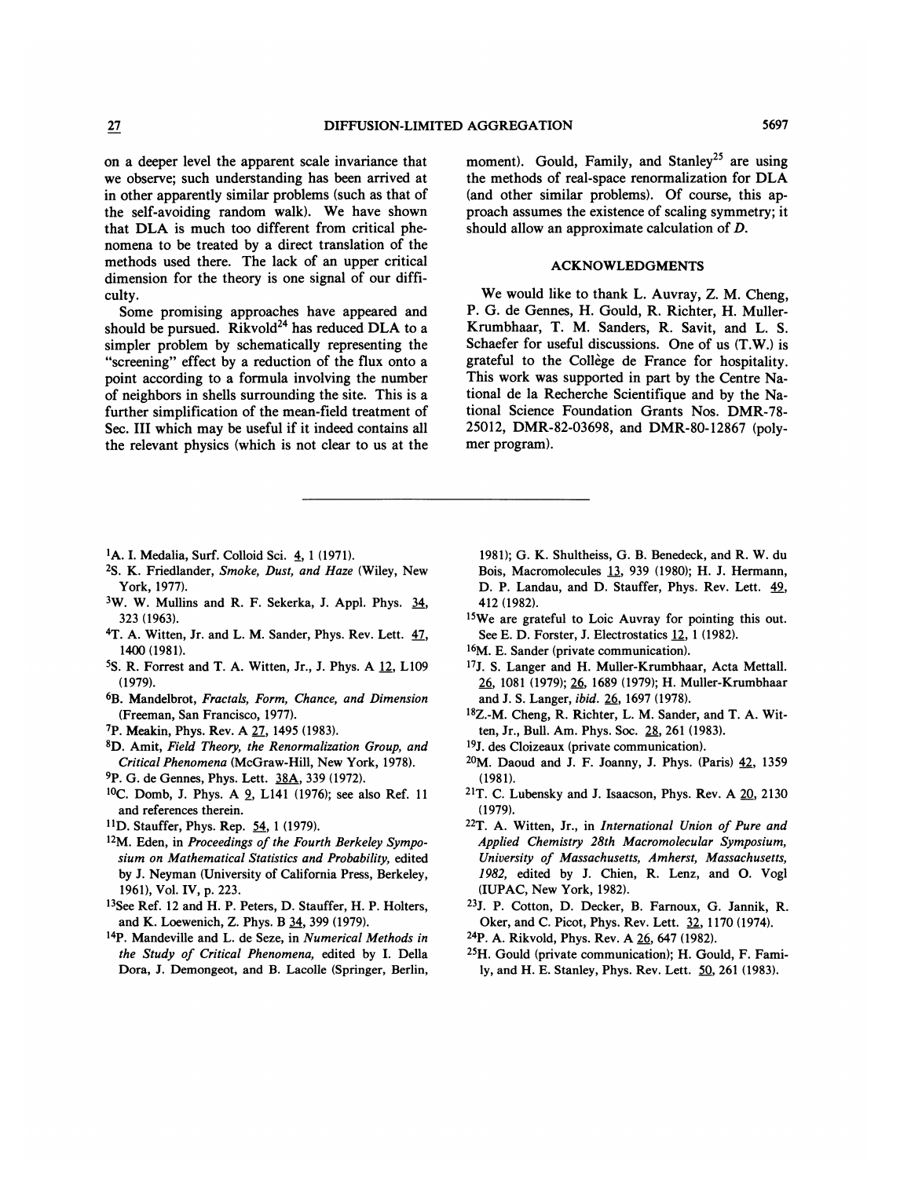on a deeper level the apparent scale invariance that we observe; such understanding has been arrived at in other apparently similar problems (such as that of the self-avoiding random walk). We have shown that DLA is much too different from critical phenomena to be treated by a direct translation of the methods used there. The lack of an upper critical dimension for the theory is one signal of our difficulty.

Some promising approaches have appeared and should be pursued. Rikvold[24] has reduced DLA to a simpler problem by schematically representing the "screening" effect by a reduction of the flux onto a point according to a formula involving the number of neighbors in shells surrounding the site. This is a further simplification of the mean-field treatment of Sec. III which may be useful if it indeed contains all the relevant physics (which is not clear to us at the moment). Gould, Family, and Stanley[25] are using the methods of real-space renormalization for DLA (and other similar problems). Of course, this approach assumes the existence of scaling symmetry; it should allow an approximate calculation of $D$.

## ACKNOWLEDGMENTS

We would like to thank L. Auvray, Z. M. Cheng, P. G. de Gennes, H. Gould, R. Richter, H. Muller-Krumbhaar, T. M. Sanders, R. Savit, and L. S. Schaefer for useful discussions. One of us (T.W.) is grateful to the Collège de France for hospitality. This work was supported in part by the Centre National de la Recherche Scientifique and by the National Science Foundation Grants Nos. DMR-78-25012, DMR-82-03698, and DMR-80-12867 (polymer program).

---

[1] A. I. Medalia, Surf. Colloid Sci. 4, 1 (1971).

[2] S. K. Friedlander, *Smoke, Dust, and Haze* (Wiley, New York, 1977).

[3] W. W. Mullins and R. F. Sekerka, J. Appl. Phys. 34, 323 (1963).

[4] T. A. Witten, Jr. and L. M. Sander, Phys. Rev. Lett. 47, 1400 (1981).

[5] S. R. Forrest and T. A. Witten, Jr., J. Phys. A 12, L109 (1979).

[6] B. Mandelbrot, *Fractals, Form, Chance, and Dimension* (Freeman, San Francisco, 1977).

[7] P. Meakin, Phys. Rev. A 27, 1495 (1983).

[8] D. Amit, *Field Theory, the Renormalization Group, and Critical Phenomena* (McGraw-Hill, New York, 1978).

[9] P. G. de Gennes, Phys. Lett. 38A, 339 (1972).

[10] C. Domb, J. Phys. A 9, L141 (1976); see also Ref. 11 and references therein.

[11] D. Stauffer, Phys. Rep. 54, 1 (1979).

[12] M. Eden, in *Proceedings of the Fourth Berkeley Symposium on Mathematical Statistics and Probability*, edited by J. Neyman (University of California Press, Berkeley, 1961), Vol. IV, p. 223.

[13] See Ref. 12 and H. P. Peters, D. Stauffer, H. P. Holters, and K. Loewenich, Z. Phys. B 34, 399 (1979).

[14] P. Mandeville and L. de Seze, in *Numerical Methods in the Study of Critical Phenomena*, edited by I. Della Dora, J. Demongeot, and B. Lacolle (Springer, Berlin, 1981); G. K. Shultheiss, G. B. Benedeck, and R. W. du Bois, Macromolecules 13, 939 (1980); H. J. Hermann, D. P. Landau, and D. Stauffer, Phys. Rev. Lett. 49, 412 (1982).

[15] We are grateful to Loic Auvray for pointing this out. See E. D. Forster, J. Electrostatics 12, 1 (1982).

[16] M. E. Sander (private communication).

[17] J. S. Langer and H. Muller-Krumbhaar, Acta Mettall. 26, 1081 (1979); 26, 1689 (1979); H. Muller-Krumbhaar and J. S. Langer, *ibid.* 26, 1697 (1978).

[18] Z.-M. Cheng, R. Richter, L. M. Sander, and T. A. Witten, Jr., Bull. Am. Phys. Soc. 28, 261 (1983).

[19] J. des Cloizeaux (private communication).

[20] M. Daoud and J. F. Joanny, J. Phys. (Paris) 42, 1359 (1981).

[21] T. C. Lubensky and J. Isaacson, Phys. Rev. A 20, 2130 (1979).

[22] T. A. Witten, Jr., in *International Union of Pure and Applied Chemistry 28th Macromolecular Symposium, University of Massachusetts, Amherst, Massachusetts, 1982*, edited by J. Chien, R. Lenz, and O. Vogl (IUPAC, New York, 1982).

[23] J. P. Cotton, D. Decker, B. Farnoux, G. Jannik, R. Oker, and C. Picot, Phys. Rev. Lett. 32, 1170 (1974).

[24] P. A. Rikvold, Phys. Rev. A 26, 647 (1982).

[25] H. Gould (private communication); H. Gould, F. Family, and H. E. Stanley, Phys. Rev. Lett. 50, 261 (1983).